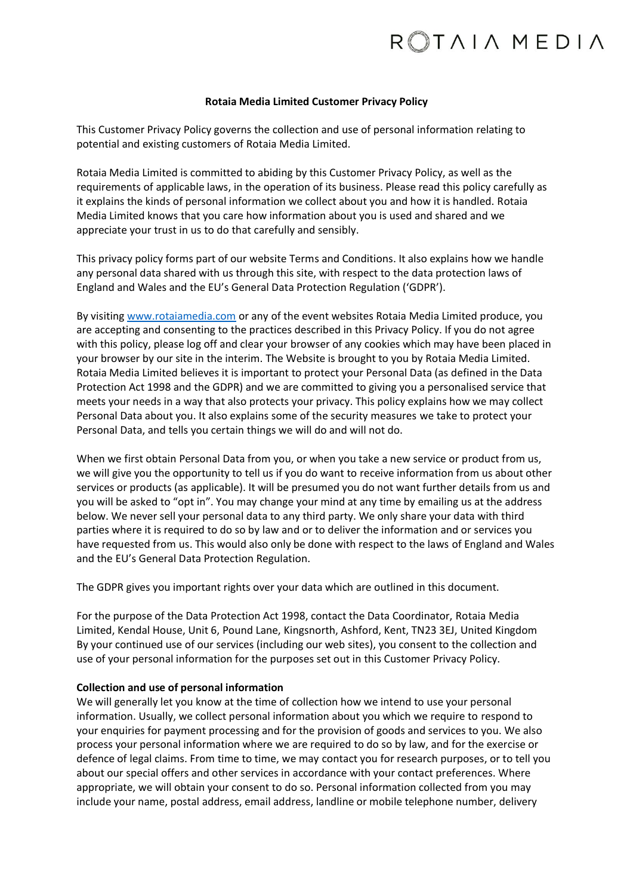**Rotaia Media Limited Customer Privacy Policy**

This Customer Privacy Policy governs the collection and use of personal information relating to potential and existing customers of Rotaia Media Limited.

Rotaia Media Limited is committed to abiding by this Customer Privacy Policy, as well as the requirements of applicable laws, in the operation of its business. Please read this policy carefully as it explains the kinds of personal information we collect about you and how it is handled. Rotaia Media Limited knows that you care how information about you is used and shared and we appreciate your trust in us to do that carefully and sensibly.

This privacy policy forms part of our website Terms and Conditions. It also explains how we handle any personal data shared with us through this site, with respect to the data protection laws of England and Wales and the EU's General Data Protection Regulation ('GDPR').

By visiting [www.rotaiamedia.com](http://www.rotaiamedia.com) or any of the event websites Rotaia Media Limited produce, you are accepting and consenting to the practices described in this Privacy Policy. If you do not agree with this policy, please log off and clear your browser of any cookies which may have been placed in your browser by our site in the interim. The Website is brought to you by Rotaia Media Limited. Rotaia Media Limited believes it is important to protect your Personal Data (as defined in the Data Protection Act 1998 and the GDPR) and we are committed to giving you a personalised service that meets your needs in a way that also protects your privacy. This policy explains how we may collect Personal Data about you. It also explains some of the security measures we take to protect your Personal Data, and tells you certain things we will do and will not do.

When we first obtain Personal Data from you, or when you take a new service or product from us, we will give you the opportunity to tell us if you do want to receive information from us about other services or products (as applicable). It will be presumed you do not want further details from us and you will be asked to "opt in". You may change your mind at any time by emailing us at the address below. We never sell your personal data to any third party. We only share your data with third parties where it is required to do so by law and or to deliver the information and or services you have requested from us. This would also only be done with respect to the laws of England and Wales and the EU's General Data Protection Regulation.

The GDPR gives you important rights over your data which are outlined in this document.

For the purpose of the Data Protection Act 1998, contact the Data Coordinator, Rotaia Media Limited, Kendal House, Unit 6, Pound Lane, Kingsnorth, Ashford, Kent, TN23 3EJ, United Kingdom
By your continued use of our services (including our web sites), you consent to the collection and use of your personal information for the purposes set out in this Customer Privacy Policy.

**Collection and use of personal information**
We will generally let you know at the time of collection how we intend to use your personal information. Usually, we collect personal information about you which we require to respond to your enquiries for payment processing and for the provision of goods and services to you. We also process your personal information where we are required to do so by law, and for the exercise or defence of legal claims. From time to time, we may contact you for research purposes, or to tell you about our special offers and other services in accordance with your contact preferences. Where appropriate, we will obtain your consent to do so. Personal information collected from you may include your name, postal address, email address, landline or mobile telephone number, delivery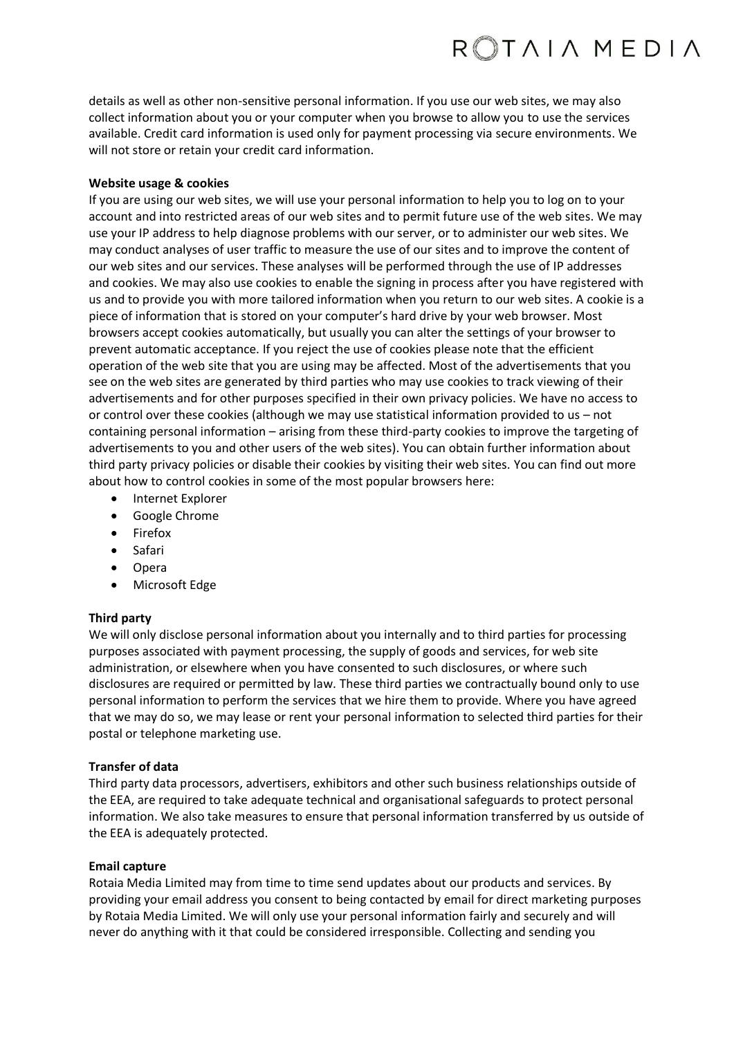details as well as other non-sensitive personal information. If you use our web sites, we may also collect information about you or your computer when you browse to allow you to use the services available. Credit card information is used only for payment processing via secure environments. We will not store or retain your credit card information.

**Website usage & cookies**

If you are using our web sites, we will use your personal information to help you to log on to your account and into restricted areas of our web sites and to permit future use of the web sites. We may use your IP address to help diagnose problems with our server, or to administer our web sites. We may conduct analyses of user traffic to measure the use of our sites and to improve the content of our web sites and our services. These analyses will be performed through the use of IP addresses and cookies. We may also use cookies to enable the signing in process after you have registered with us and to provide you with more tailored information when you return to our web sites. A cookie is a piece of information that is stored on your computer's hard drive by your web browser. Most browsers accept cookies automatically, but usually you can alter the settings of your browser to prevent automatic acceptance. If you reject the use of cookies please note that the efficient operation of the web site that you are using may be affected. Most of the advertisements that you see on the web sites are generated by third parties who may use cookies to track viewing of their advertisements and for other purposes specified in their own privacy policies. We have no access to or control over these cookies (although we may use statistical information provided to us – not containing personal information – arising from these third-party cookies to improve the targeting of advertisements to you and other users of the web sites). You can obtain further information about third party privacy policies or disable their cookies by visiting their web sites. You can find out more about how to control cookies in some of the most popular browsers here:

- Internet Explorer
- Google Chrome
- Firefox
- Safari
- Opera
- Microsoft Edge

**Third party**

We will only disclose personal information about you internally and to third parties for processing purposes associated with payment processing, the supply of goods and services, for web site administration, or elsewhere when you have consented to such disclosures, or where such disclosures are required or permitted by law. These third parties we contractually bound only to use personal information to perform the services that we hire them to provide. Where you have agreed that we may do so, we may lease or rent your personal information to selected third parties for their postal or telephone marketing use.

**Transfer of data**

Third party data processors, advertisers, exhibitors and other such business relationships outside of the EEA, are required to take adequate technical and organisational safeguards to protect personal information. We also take measures to ensure that personal information transferred by us outside of the EEA is adequately protected.

**Email capture**

Rotaia Media Limited may from time to time send updates about our products and services. By providing your email address you consent to being contacted by email for direct marketing purposes by Rotaia Media Limited. We will only use your personal information fairly and securely and will never do anything with it that could be considered irresponsible. Collecting and sending you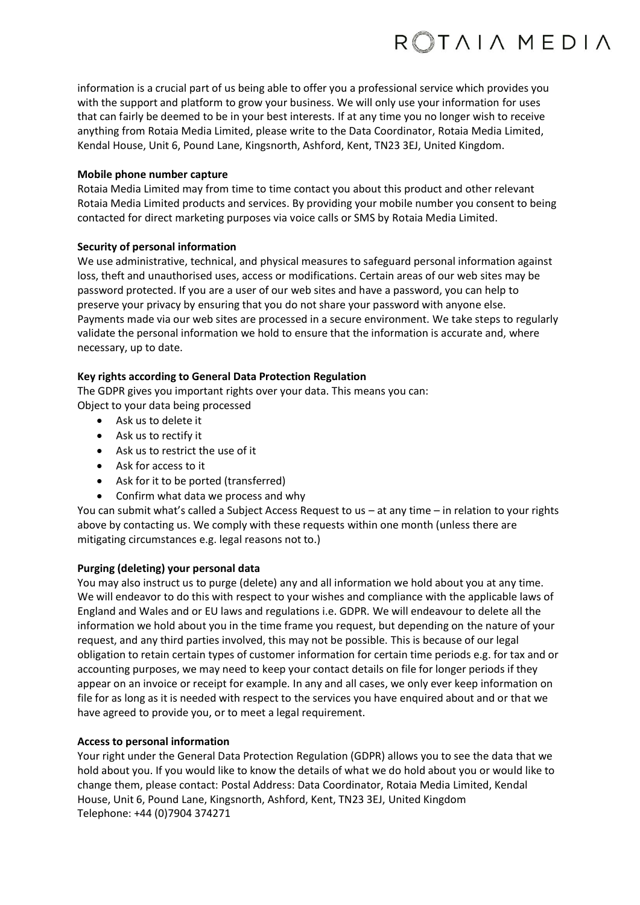information is a crucial part of us being able to offer you a professional service which provides you with the support and platform to grow your business. We will only use your information for uses that can fairly be deemed to be in your best interests. If at any time you no longer wish to receive anything from Rotaia Media Limited, please write to the Data Coordinator, Rotaia Media Limited, Kendal House, Unit 6, Pound Lane, Kingsnorth, Ashford, Kent, TN23 3EJ, United Kingdom.

**Mobile phone number capture**

Rotaia Media Limited may from time to time contact you about this product and other relevant Rotaia Media Limited products and services. By providing your mobile number you consent to being contacted for direct marketing purposes via voice calls or SMS by Rotaia Media Limited.

**Security of personal information**

We use administrative, technical, and physical measures to safeguard personal information against loss, theft and unauthorised uses, access or modifications. Certain areas of our web sites may be password protected. If you are a user of our web sites and have a password, you can help to preserve your privacy by ensuring that you do not share your password with anyone else. Payments made via our web sites are processed in a secure environment. We take steps to regularly validate the personal information we hold to ensure that the information is accurate and, where necessary, up to date.

**Key rights according to General Data Protection Regulation**

The GDPR gives you important rights over your data. This means you can:
Object to your data being processed

- Ask us to delete it
- Ask us to rectify it
- Ask us to restrict the use of it
- Ask for access to it
- Ask for it to be ported (transferred)
- Confirm what data we process and why

You can submit what's called a Subject Access Request to us – at any time – in relation to your rights above by contacting us. We comply with these requests within one month (unless there are mitigating circumstances e.g. legal reasons not to.)

**Purging (deleting) your personal data**

You may also instruct us to purge (delete) any and all information we hold about you at any time. We will endeavor to do this with respect to your wishes and compliance with the applicable laws of England and Wales and or EU laws and regulations i.e. GDPR. We will endeavour to delete all the information we hold about you in the time frame you request, but depending on the nature of your request, and any third parties involved, this may not be possible. This is because of our legal obligation to retain certain types of customer information for certain time periods e.g. for tax and or accounting purposes, we may need to keep your contact details on file for longer periods if they appear on an invoice or receipt for example. In any and all cases, we only ever keep information on file for as long as it is needed with respect to the services you have enquired about and or that we have agreed to provide you, or to meet a legal requirement.

**Access to personal information**

Your right under the General Data Protection Regulation (GDPR) allows you to see the data that we hold about you. If you would like to know the details of what we do hold about you or would like to change them, please contact: Postal Address: Data Coordinator, Rotaia Media Limited, Kendal House, Unit 6, Pound Lane, Kingsnorth, Ashford, Kent, TN23 3EJ, United Kingdom
Telephone: +44 (0)7904 374271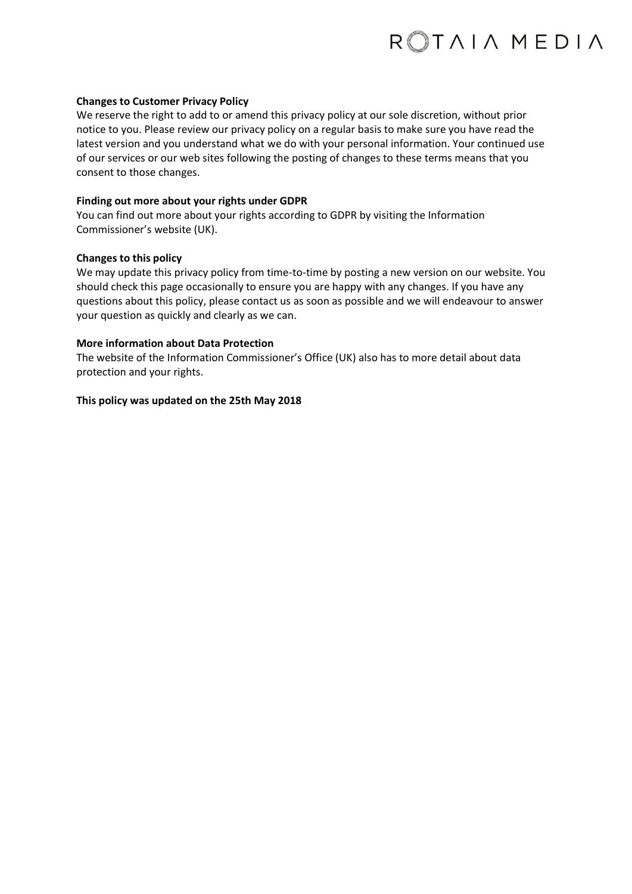**Changes to Customer Privacy Policy**

We reserve the right to add to or amend this privacy policy at our sole discretion, without prior notice to you. Please review our privacy policy on a regular basis to make sure you have read the latest version and you understand what we do with your personal information. Your continued use of our services or our web sites following the posting of changes to these terms means that you consent to those changes.

**Finding out more about your rights under GDPR**

You can find out more about your rights according to GDPR by visiting the Information Commissioner's website (UK).

**Changes to this policy**

We may update this privacy policy from time-to-time by posting a new version on our website. You should check this page occasionally to ensure you are happy with any changes. If you have any questions about this policy, please contact us as soon as possible and we will endeavour to answer your question as quickly and clearly as we can.

**More information about Data Protection**

The website of the Information Commissioner's Office (UK) also has to more detail about data protection and your rights.

**This policy was updated on the 25th May 2018**